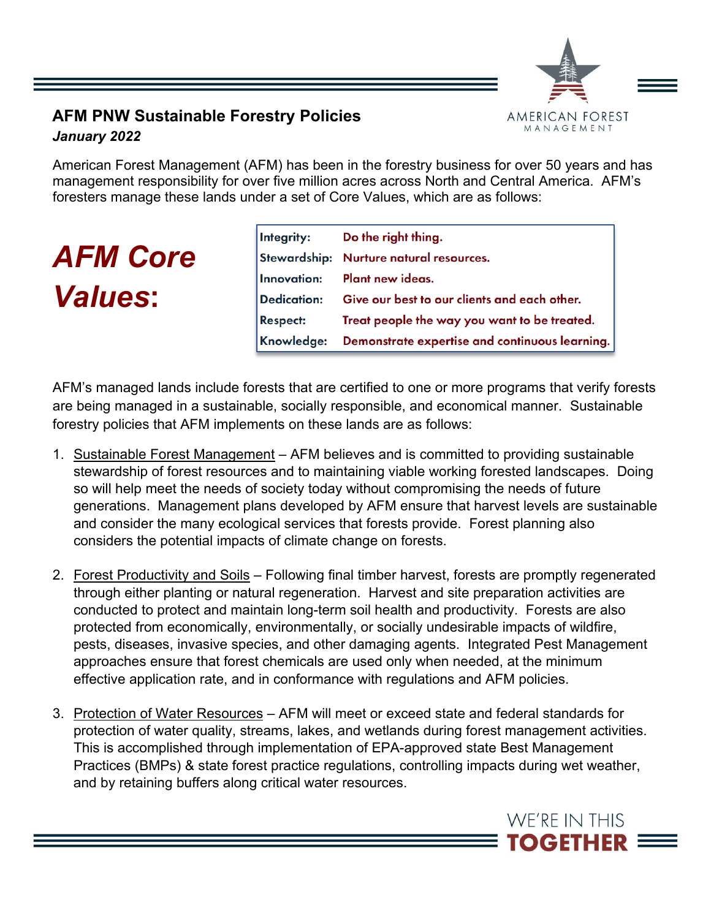## AFM PNW Sustainable Forestry Policies

***January 2022***

American Forest Management (AFM) has been in the forestry business for over 50 years and has management responsibility for over five million acres across North and Central America. AFM's foresters manage these lands under a set of Core Values, which are as follows:

# *AFM Core Values*:

| | |
|---|---|
| **Integrity:** | Do the right thing. |
| **Stewardship:** | Nurture natural resources. |
| **Innovation:** | Plant new ideas. |
| **Dedication:** | Give our best to our clients and each other. |
| **Respect:** | Treat people the way you want to be treated. |
| **Knowledge:** | Demonstrate expertise and continuous learning. |

AFM's managed lands include forests that are certified to one or more programs that verify forests are being managed in a sustainable, socially responsible, and economical manner. Sustainable forestry policies that AFM implements on these lands are as follows:

1. Sustainable Forest Management – AFM believes and is committed to providing sustainable stewardship of forest resources and to maintaining viable working forested landscapes. Doing so will help meet the needs of society today without compromising the needs of future generations. Management plans developed by AFM ensure that harvest levels are sustainable and consider the many ecological services that forests provide. Forest planning also considers the potential impacts of climate change on forests.

2. Forest Productivity and Soils – Following final timber harvest, forests are promptly regenerated through either planting or natural regeneration. Harvest and site preparation activities are conducted to protect and maintain long-term soil health and productivity. Forests are also protected from economically, environmentally, or socially undesirable impacts of wildfire, pests, diseases, invasive species, and other damaging agents. Integrated Pest Management approaches ensure that forest chemicals are used only when needed, at the minimum effective application rate, and in conformance with regulations and AFM policies.

3. Protection of Water Resources – AFM will meet or exceed state and federal standards for protection of water quality, streams, lakes, and wetlands during forest management activities. This is accomplished through implementation of EPA-approved state Best Management Practices (BMPs) & state forest practice regulations, controlling impacts during wet weather, and by retaining buffers along critical water resources.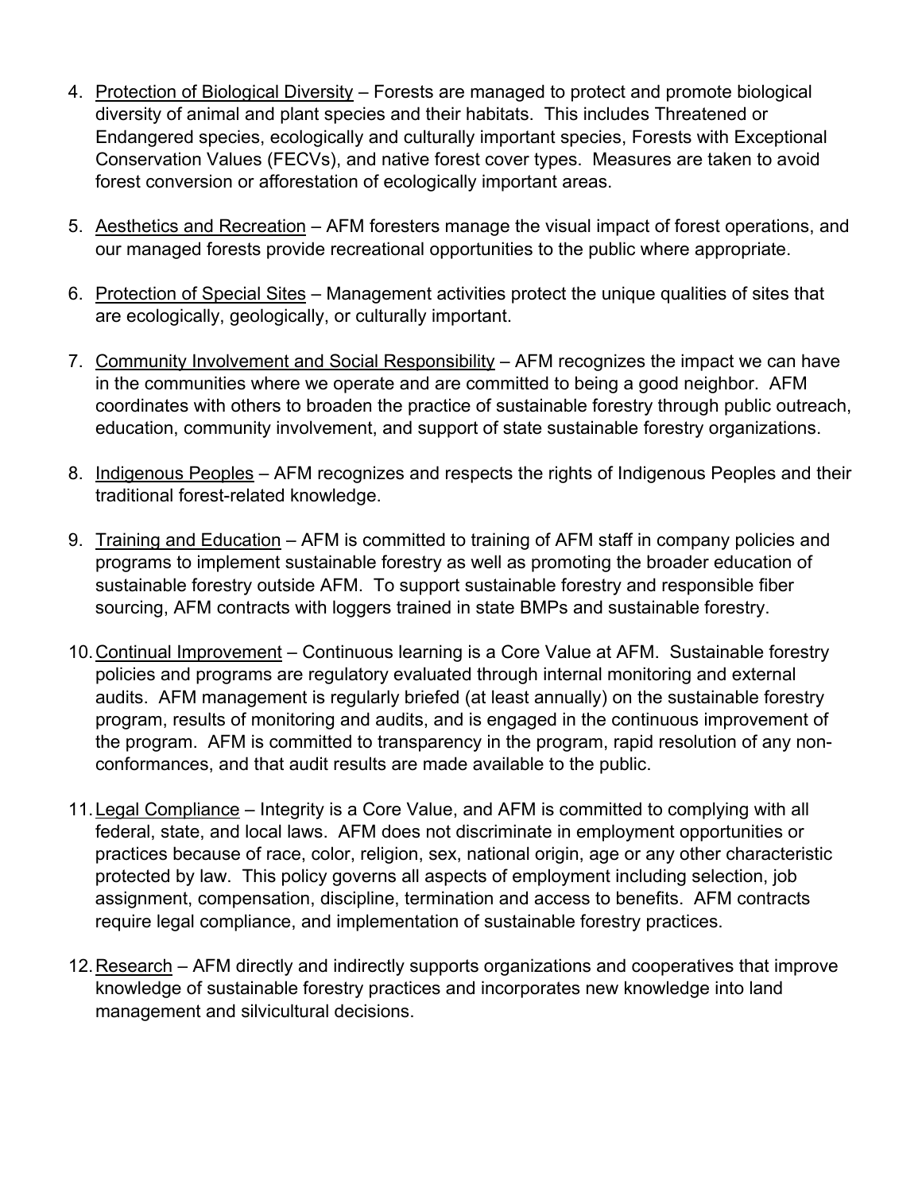4. Protection of Biological Diversity – Forests are managed to protect and promote biological diversity of animal and plant species and their habitats. This includes Threatened or Endangered species, ecologically and culturally important species, Forests with Exceptional Conservation Values (FECVs), and native forest cover types. Measures are taken to avoid forest conversion or afforestation of ecologically important areas.

5. Aesthetics and Recreation – AFM foresters manage the visual impact of forest operations, and our managed forests provide recreational opportunities to the public where appropriate.

6. Protection of Special Sites – Management activities protect the unique qualities of sites that are ecologically, geologically, or culturally important.

7. Community Involvement and Social Responsibility – AFM recognizes the impact we can have in the communities where we operate and are committed to being a good neighbor. AFM coordinates with others to broaden the practice of sustainable forestry through public outreach, education, community involvement, and support of state sustainable forestry organizations.

8. Indigenous Peoples – AFM recognizes and respects the rights of Indigenous Peoples and their traditional forest-related knowledge.

9. Training and Education – AFM is committed to training of AFM staff in company policies and programs to implement sustainable forestry as well as promoting the broader education of sustainable forestry outside AFM. To support sustainable forestry and responsible fiber sourcing, AFM contracts with loggers trained in state BMPs and sustainable forestry.

10. Continual Improvement – Continuous learning is a Core Value at AFM. Sustainable forestry policies and programs are regulatory evaluated through internal monitoring and external audits. AFM management is regularly briefed (at least annually) on the sustainable forestry program, results of monitoring and audits, and is engaged in the continuous improvement of the program. AFM is committed to transparency in the program, rapid resolution of any non-conformances, and that audit results are made available to the public.

11. Legal Compliance – Integrity is a Core Value, and AFM is committed to complying with all federal, state, and local laws. AFM does not discriminate in employment opportunities or practices because of race, color, religion, sex, national origin, age or any other characteristic protected by law. This policy governs all aspects of employment including selection, job assignment, compensation, discipline, termination and access to benefits. AFM contracts require legal compliance, and implementation of sustainable forestry practices.

12. Research – AFM directly and indirectly supports organizations and cooperatives that improve knowledge of sustainable forestry practices and incorporates new knowledge into land management and silvicultural decisions.